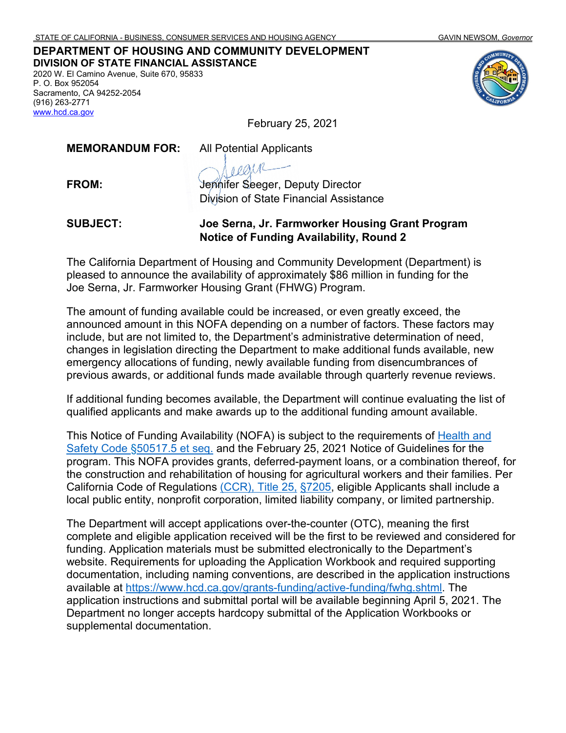STATE OF CALIFORNIA - BUSINESS, CONSUMER SERVICES AND HOUSING AGENCY GAVIN NEWSOM, *Governor*

**DEPARTMENT OF HOUSING AND COMMUNITY DEVELOPMENT**
**DIVISION OF STATE FINANCIAL ASSISTANCE**
2020 W. El Camino Avenue, Suite 670, 95833
P. O. Box 952054
Sacramento, CA 94252-2054
(916) 263-2771
www.hcd.ca.gov

February 25, 2021

**MEMORANDUM FOR:** All Potential Applicants

**FROM:** Jennifer Seeger, Deputy Director
Division of State Financial Assistance

**SUBJECT:** **Joe Serna, Jr. Farmworker Housing Grant Program Notice of Funding Availability, Round 2**

The California Department of Housing and Community Development (Department) is pleased to announce the availability of approximately $86 million in funding for the Joe Serna, Jr. Farmworker Housing Grant (FHWG) Program.

The amount of funding available could be increased, or even greatly exceed, the announced amount in this NOFA depending on a number of factors. These factors may include, but are not limited to, the Department's administrative determination of need, changes in legislation directing the Department to make additional funds available, new emergency allocations of funding, newly available funding from disencumbrances of previous awards, or additional funds made available through quarterly revenue reviews.

If additional funding becomes available, the Department will continue evaluating the list of qualified applicants and make awards up to the additional funding amount available.

This Notice of Funding Availability (NOFA) is subject to the requirements of Health and Safety Code §50517.5 et seq. and the February 25, 2021 Notice of Guidelines for the program. This NOFA provides grants, deferred-payment loans, or a combination thereof, for the construction and rehabilitation of housing for agricultural workers and their families. Per California Code of Regulations (CCR), Title 25, §7205, eligible Applicants shall include a local public entity, nonprofit corporation, limited liability company, or limited partnership.

The Department will accept applications over-the-counter (OTC), meaning the first complete and eligible application received will be the first to be reviewed and considered for funding. Application materials must be submitted electronically to the Department's website. Requirements for uploading the Application Workbook and required supporting documentation, including naming conventions, are described in the application instructions available at https://www.hcd.ca.gov/grants-funding/active-funding/fwhg.shtml. The application instructions and submittal portal will be available beginning April 5, 2021. The Department no longer accepts hardcopy submittal of the Application Workbooks or supplemental documentation.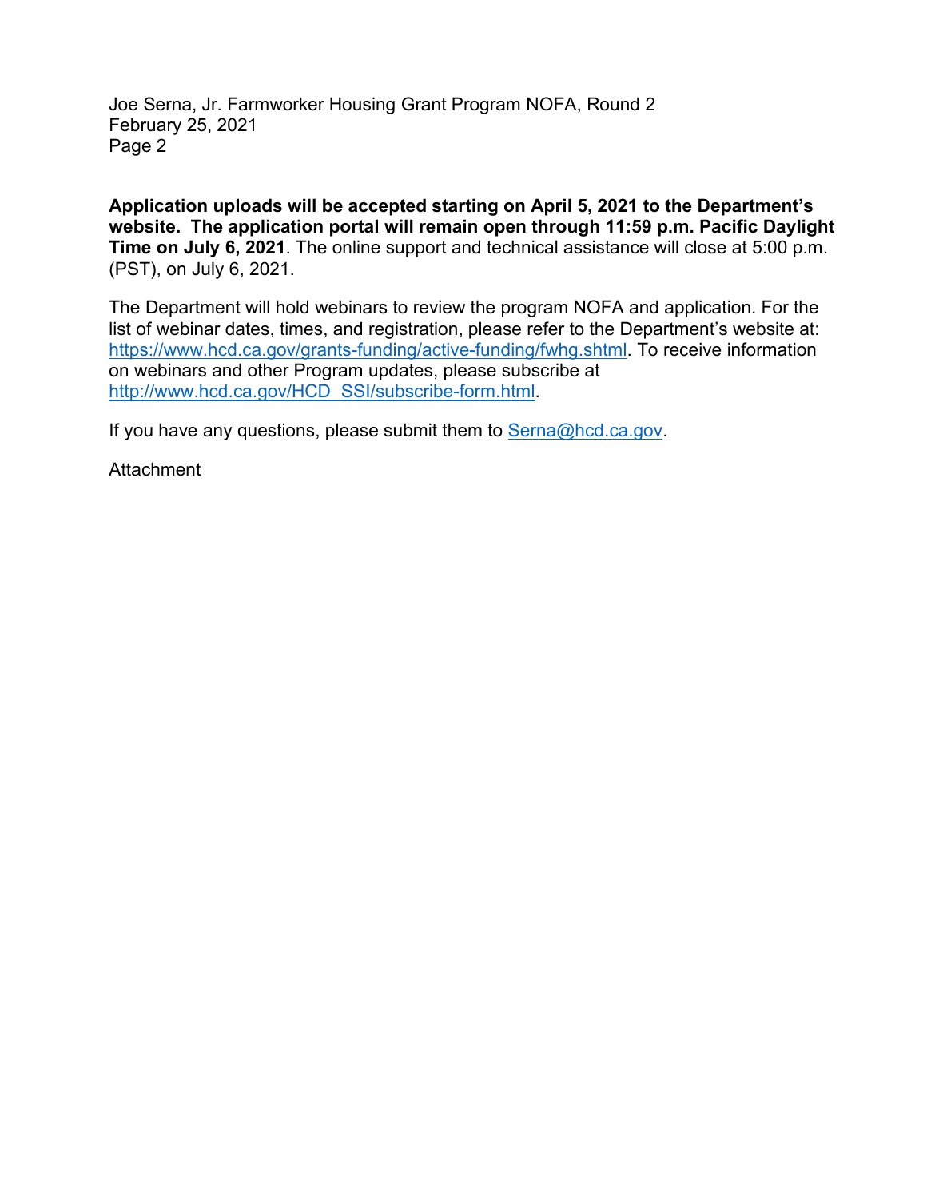**Application uploads will be accepted starting on April 5, 2021 to the Department's website. The application portal will remain open through 11:59 p.m. Pacific Daylight Time on July 6, 2021**. The online support and technical assistance will close at 5:00 p.m. (PST), on July 6, 2021.

The Department will hold webinars to review the program NOFA and application. For the list of webinar dates, times, and registration, please refer to the Department's website at: https://www.hcd.ca.gov/grants-funding/active-funding/fwhg.shtml. To receive information on webinars and other Program updates, please subscribe at http://www.hcd.ca.gov/HCD_SSI/subscribe-form.html.

If you have any questions, please submit them to Serna@hcd.ca.gov.

Attachment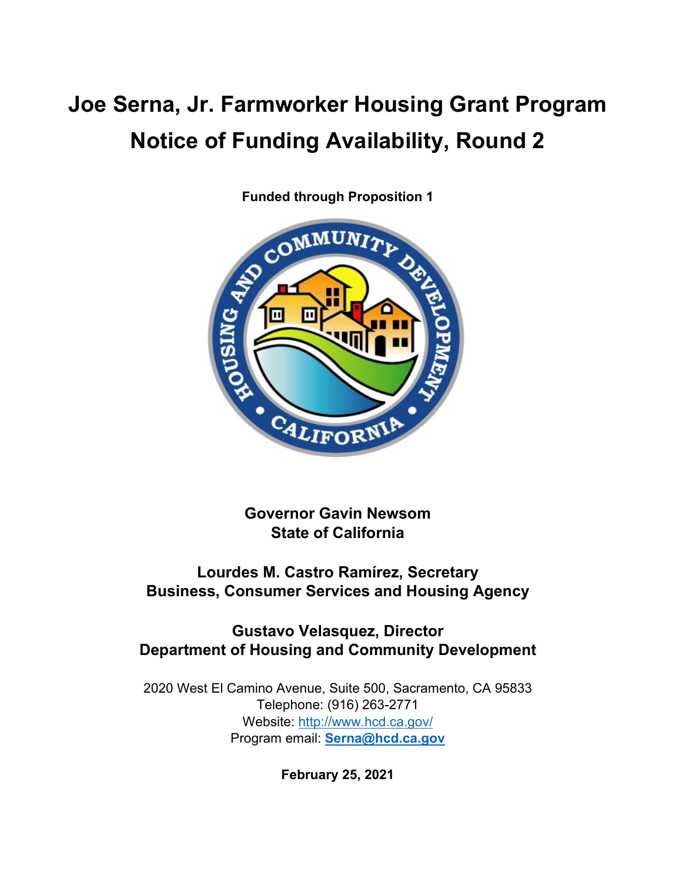# Joe Serna, Jr. Farmworker Housing Grant Program Notice of Funding Availability, Round 2

**Funded through Proposition 1**

**Governor Gavin Newsom**
**State of California**

**Lourdes M. Castro Ramírez, Secretary**
**Business, Consumer Services and Housing Agency**

**Gustavo Velasquez, Director**
**Department of Housing and Community Development**

2020 West El Camino Avenue, Suite 500, Sacramento, CA 95833
Telephone: (916) 263-2771
Website: http://www.hcd.ca.gov/
Program email: **Serna@hcd.ca.gov**

**February 25, 2021**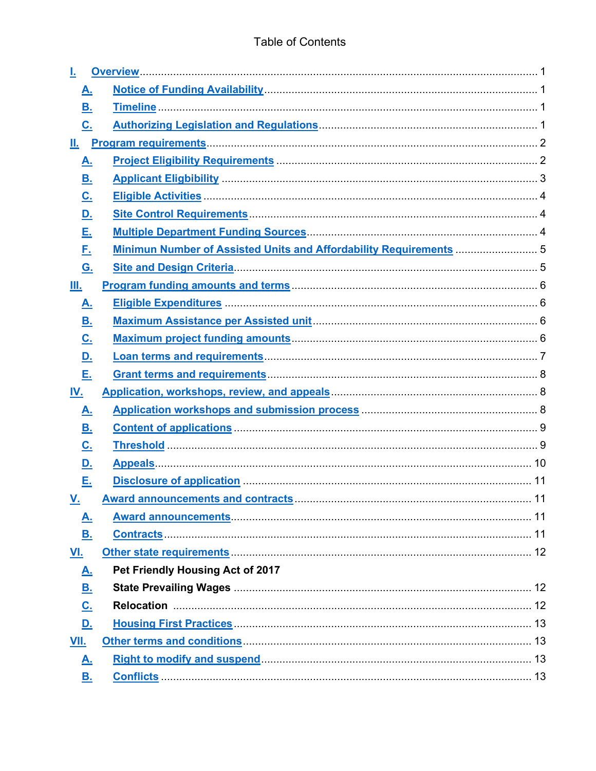# Table of Contents

- I. Overview ..... 1
  - A. Notice of Funding Availability ..... 1
  - B. Timeline ..... 1
  - C. Authorizing Legislation and Regulations ..... 1
- II. Program requirements ..... 2
  - A. Project Eligibility Requirements ..... 2
  - B. Applicant Eligbibility ..... 3
  - C. Eligible Activities ..... 4
  - D. Site Control Requirements ..... 4
  - E. Multiple Department Funding Sources ..... 4
  - F. Minimun Number of Assisted Units and Affordability Requirements ..... 5
  - G. Site and Design Criteria ..... 5
- III. Program funding amounts and terms ..... 6
  - A. Eligible Expenditures ..... 6
  - B. Maximum Assistance per Assisted unit ..... 6
  - C. Maximum project funding amounts ..... 6
  - D. Loan terms and requirements ..... 7
  - E. Grant terms and requirements ..... 8
- IV. Application, workshops, review, and appeals ..... 8
  - A. Application workshops and submission process ..... 8
  - B. Content of applications ..... 9
  - C. Threshold ..... 9
  - D. Appeals ..... 10
  - E. Disclosure of application ..... 11
- V. Award announcements and contracts ..... 11
  - A. Award announcements ..... 11
  - B. Contracts ..... 11
- VI. Other state requirements ..... 12
  - A. Pet Friendly Housing Act of 2017
  - B. State Prevailing Wages ..... 12
  - C. Relocation ..... 12
  - D. Housing First Practices ..... 13
- VII. Other terms and conditions ..... 13
  - A. Right to modify and suspend ..... 13
  - B. Conflicts ..... 13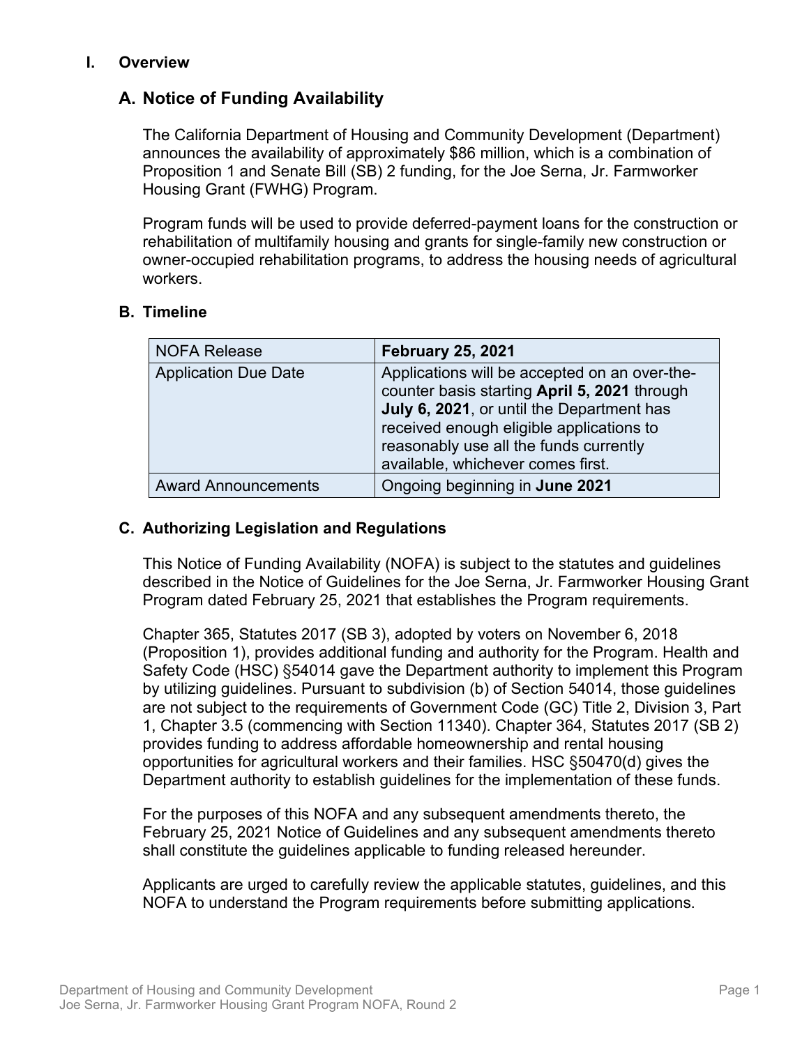# I. Overview

## A. Notice of Funding Availability

The California Department of Housing and Community Development (Department) announces the availability of approximately $86 million, which is a combination of Proposition 1 and Senate Bill (SB) 2 funding, for the Joe Serna, Jr. Farmworker Housing Grant (FWHG) Program.

Program funds will be used to provide deferred-payment loans for the construction or rehabilitation of multifamily housing and grants for single-family new construction or owner-occupied rehabilitation programs, to address the housing needs of agricultural workers.

## B. Timeline

| NOFA Release | **February 25, 2021** |
|---|---|
| Application Due Date | Applications will be accepted on an over-the-counter basis starting **April 5, 2021** through **July 6, 2021**, or until the Department has received enough eligible applications to reasonably use all the funds currently available, whichever comes first. |
| Award Announcements | Ongoing beginning in **June 2021** |

## C. Authorizing Legislation and Regulations

This Notice of Funding Availability (NOFA) is subject to the statutes and guidelines described in the Notice of Guidelines for the Joe Serna, Jr. Farmworker Housing Grant Program dated February 25, 2021 that establishes the Program requirements.

Chapter 365, Statutes 2017 (SB 3), adopted by voters on November 6, 2018 (Proposition 1), provides additional funding and authority for the Program. Health and Safety Code (HSC) §54014 gave the Department authority to implement this Program by utilizing guidelines. Pursuant to subdivision (b) of Section 54014, those guidelines are not subject to the requirements of Government Code (GC) Title 2, Division 3, Part 1, Chapter 3.5 (commencing with Section 11340). Chapter 364, Statutes 2017 (SB 2) provides funding to address affordable homeownership and rental housing opportunities for agricultural workers and their families. HSC §50470(d) gives the Department authority to establish guidelines for the implementation of these funds.

For the purposes of this NOFA and any subsequent amendments thereto, the February 25, 2021 Notice of Guidelines and any subsequent amendments thereto shall constitute the guidelines applicable to funding released hereunder.

Applicants are urged to carefully review the applicable statutes, guidelines, and this NOFA to understand the Program requirements before submitting applications.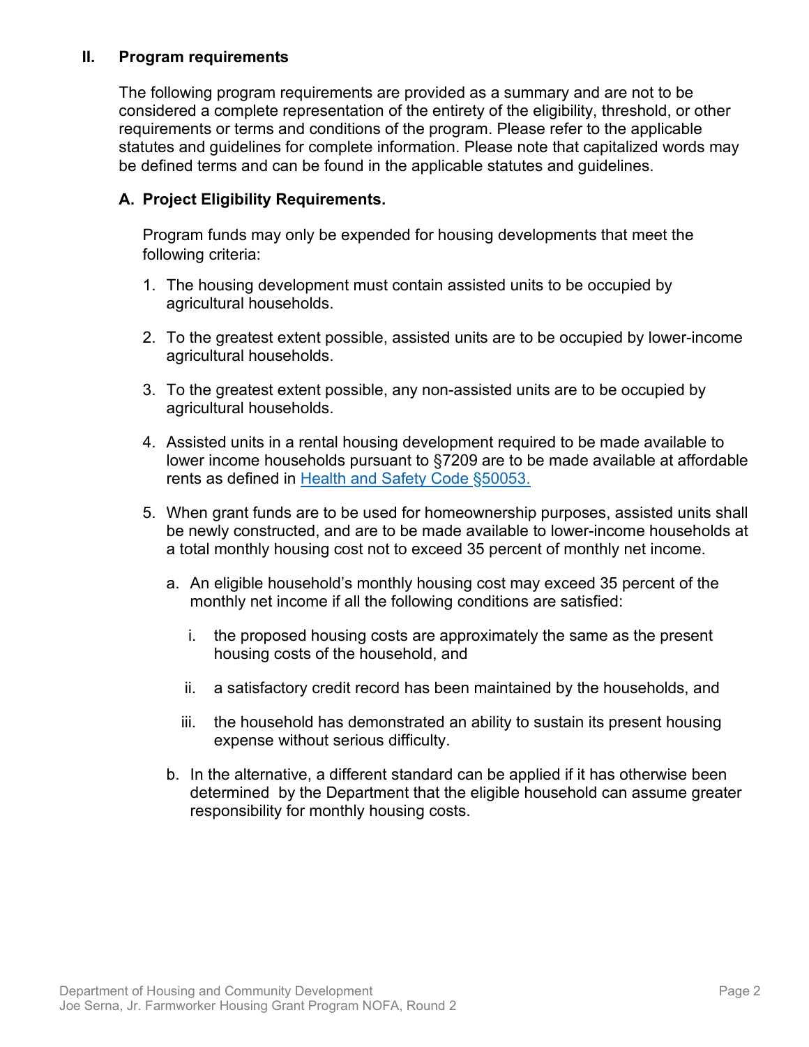## II. Program requirements

The following program requirements are provided as a summary and are not to be considered a complete representation of the entirety of the eligibility, threshold, or other requirements or terms and conditions of the program. Please refer to the applicable statutes and guidelines for complete information. Please note that capitalized words may be defined terms and can be found in the applicable statutes and guidelines.

### A. Project Eligibility Requirements.

Program funds may only be expended for housing developments that meet the following criteria:

1. The housing development must contain assisted units to be occupied by agricultural households.
2. To the greatest extent possible, assisted units are to be occupied by lower-income agricultural households.
3. To the greatest extent possible, any non-assisted units are to be occupied by agricultural households.
4. Assisted units in a rental housing development required to be made available to lower income households pursuant to §7209 are to be made available at affordable rents as defined in [Health and Safety Code §50053.]()
5. When grant funds are to be used for homeownership purposes, assisted units shall be newly constructed, and are to be made available to lower-income households at a total monthly housing cost not to exceed 35 percent of monthly net income.
    a. An eligible household's monthly housing cost may exceed 35 percent of the monthly net income if all the following conditions are satisfied:
        i. the proposed housing costs are approximately the same as the present housing costs of the household, and
        ii. a satisfactory credit record has been maintained by the households, and
        iii. the household has demonstrated an ability to sustain its present housing expense without serious difficulty.
    b. In the alternative, a different standard can be applied if it has otherwise been determined by the Department that the eligible household can assume greater responsibility for monthly housing costs.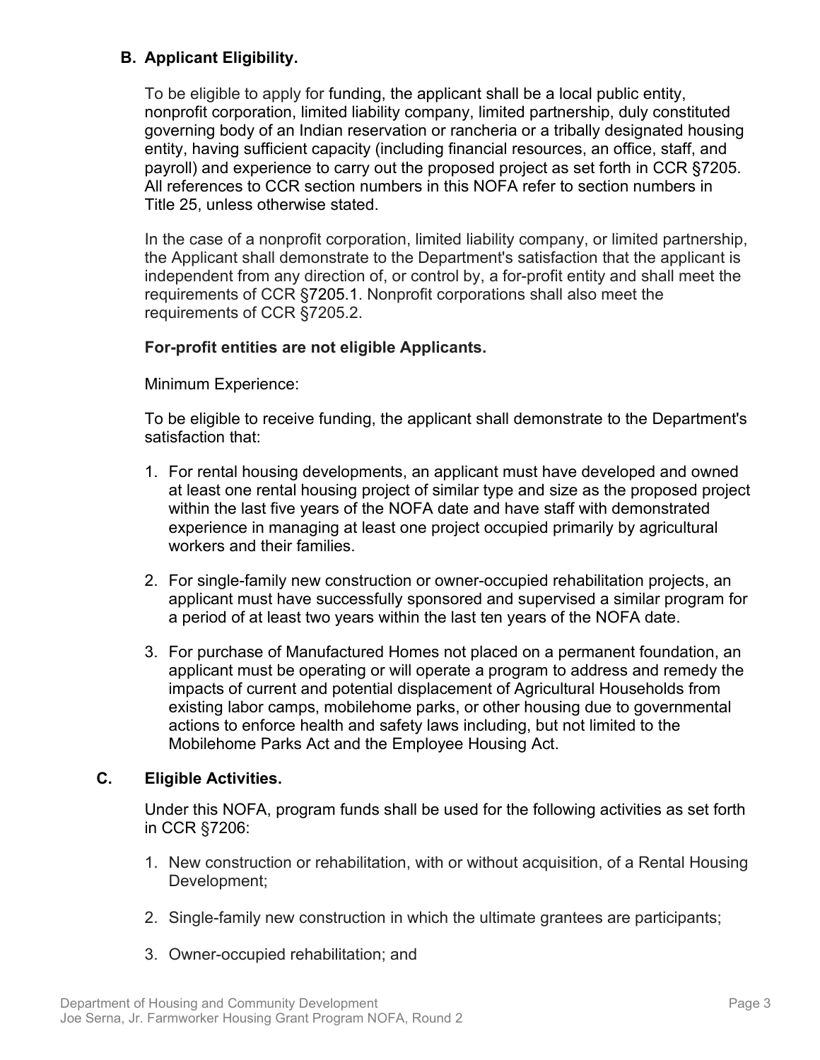### B. Applicant Eligibility.

To be eligible to apply for funding, the applicant shall be a local public entity, nonprofit corporation, limited liability company, limited partnership, duly constituted governing body of an Indian reservation or rancheria or a tribally designated housing entity, having sufficient capacity (including financial resources, an office, staff, and payroll) and experience to carry out the proposed project as set forth in CCR §7205. All references to CCR section numbers in this NOFA refer to section numbers in Title 25, unless otherwise stated.

In the case of a nonprofit corporation, limited liability company, or limited partnership, the Applicant shall demonstrate to the Department's satisfaction that the applicant is independent from any direction of, or control by, a for-profit entity and shall meet the requirements of CCR §7205.1. Nonprofit corporations shall also meet the requirements of CCR §7205.2.

**For-profit entities are not eligible Applicants.**

Minimum Experience:

To be eligible to receive funding, the applicant shall demonstrate to the Department's satisfaction that:

1. For rental housing developments, an applicant must have developed and owned at least one rental housing project of similar type and size as the proposed project within the last five years of the NOFA date and have staff with demonstrated experience in managing at least one project occupied primarily by agricultural workers and their families.
2. For single-family new construction or owner-occupied rehabilitation projects, an applicant must have successfully sponsored and supervised a similar program for a period of at least two years within the last ten years of the NOFA date.
3. For purchase of Manufactured Homes not placed on a permanent foundation, an applicant must be operating or will operate a program to address and remedy the impacts of current and potential displacement of Agricultural Households from existing labor camps, mobilehome parks, or other housing due to governmental actions to enforce health and safety laws including, but not limited to the Mobilehome Parks Act and the Employee Housing Act.

### C. Eligible Activities.

Under this NOFA, program funds shall be used for the following activities as set forth in CCR §7206:

1. New construction or rehabilitation, with or without acquisition, of a Rental Housing Development;
2. Single-family new construction in which the ultimate grantees are participants;
3. Owner-occupied rehabilitation; and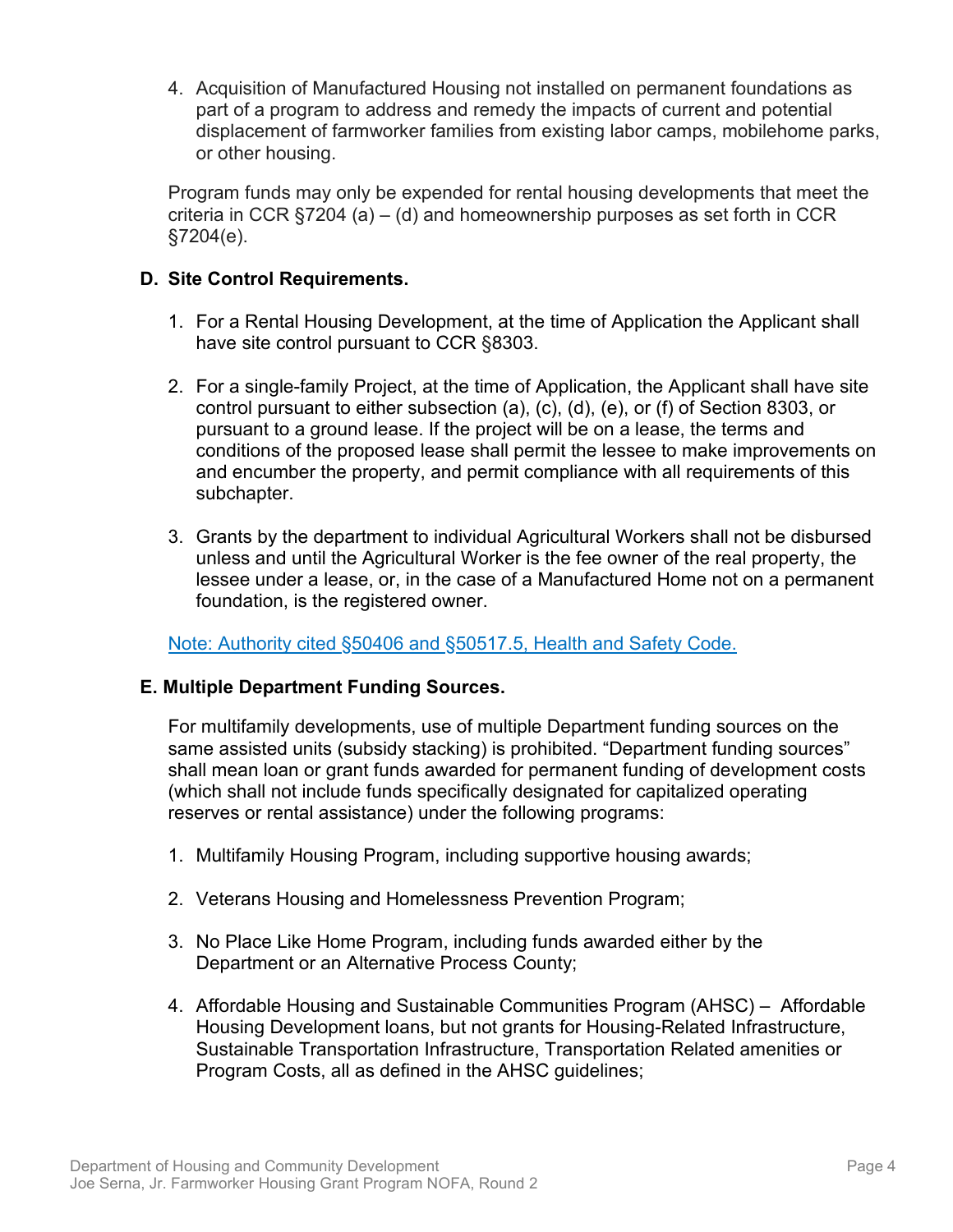4. Acquisition of Manufactured Housing not installed on permanent foundations as part of a program to address and remedy the impacts of current and potential displacement of farmworker families from existing labor camps, mobilehome parks, or other housing.

Program funds may only be expended for rental housing developments that meet the criteria in CCR §7204 (a) – (d) and homeownership purposes as set forth in CCR §7204(e).

### D. Site Control Requirements.

1. For a Rental Housing Development, at the time of Application the Applicant shall have site control pursuant to CCR §8303.

2. For a single-family Project, at the time of Application, the Applicant shall have site control pursuant to either subsection (a), (c), (d), (e), or (f) of Section 8303, or pursuant to a ground lease. If the project will be on a lease, the terms and conditions of the proposed lease shall permit the lessee to make improvements on and encumber the property, and permit compliance with all requirements of this subchapter.

3. Grants by the department to individual Agricultural Workers shall not be disbursed unless and until the Agricultural Worker is the fee owner of the real property, the lessee under a lease, or, in the case of a Manufactured Home not on a permanent foundation, is the registered owner.

Note: Authority cited §50406 and §50517.5, Health and Safety Code.

### E. Multiple Department Funding Sources.

For multifamily developments, use of multiple Department funding sources on the same assisted units (subsidy stacking) is prohibited. "Department funding sources" shall mean loan or grant funds awarded for permanent funding of development costs (which shall not include funds specifically designated for capitalized operating reserves or rental assistance) under the following programs:

1. Multifamily Housing Program, including supportive housing awards;

2. Veterans Housing and Homelessness Prevention Program;

3. No Place Like Home Program, including funds awarded either by the Department or an Alternative Process County;

4. Affordable Housing and Sustainable Communities Program (AHSC) – Affordable Housing Development loans, but not grants for Housing-Related Infrastructure, Sustainable Transportation Infrastructure, Transportation Related amenities or Program Costs, all as defined in the AHSC guidelines;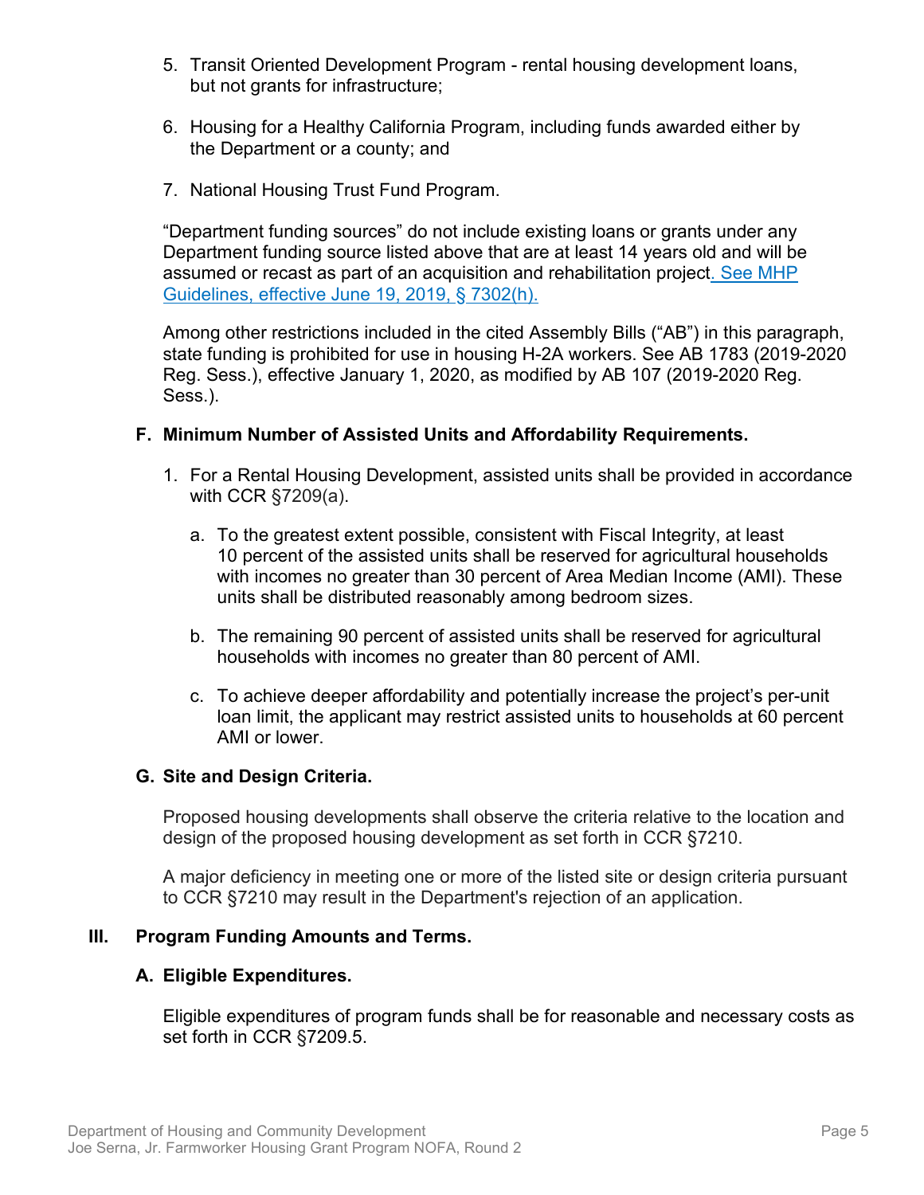5. Transit Oriented Development Program - rental housing development loans, but not grants for infrastructure;

6. Housing for a Healthy California Program, including funds awarded either by the Department or a county; and

7. National Housing Trust Fund Program.

"Department funding sources" do not include existing loans or grants under any Department funding source listed above that are at least 14 years old and will be assumed or recast as part of an acquisition and rehabilitation project. See MHP Guidelines, effective June 19, 2019, § 7302(h).

Among other restrictions included in the cited Assembly Bills ("AB") in this paragraph, state funding is prohibited for use in housing H-2A workers. See AB 1783 (2019-2020 Reg. Sess.), effective January 1, 2020, as modified by AB 107 (2019-2020 Reg. Sess.).

### F. Minimum Number of Assisted Units and Affordability Requirements.

1. For a Rental Housing Development, assisted units shall be provided in accordance with CCR §7209(a).

   a. To the greatest extent possible, consistent with Fiscal Integrity, at least 10 percent of the assisted units shall be reserved for agricultural households with incomes no greater than 30 percent of Area Median Income (AMI). These units shall be distributed reasonably among bedroom sizes.

   b. The remaining 90 percent of assisted units shall be reserved for agricultural households with incomes no greater than 80 percent of AMI.

   c. To achieve deeper affordability and potentially increase the project's per-unit loan limit, the applicant may restrict assisted units to households at 60 percent AMI or lower.

### G. Site and Design Criteria.

Proposed housing developments shall observe the criteria relative to the location and design of the proposed housing development as set forth in CCR §7210.

A major deficiency in meeting one or more of the listed site or design criteria pursuant to CCR §7210 may result in the Department's rejection of an application.

## III. Program Funding Amounts and Terms.

### A. Eligible Expenditures.

Eligible expenditures of program funds shall be for reasonable and necessary costs as set forth in CCR §7209.5.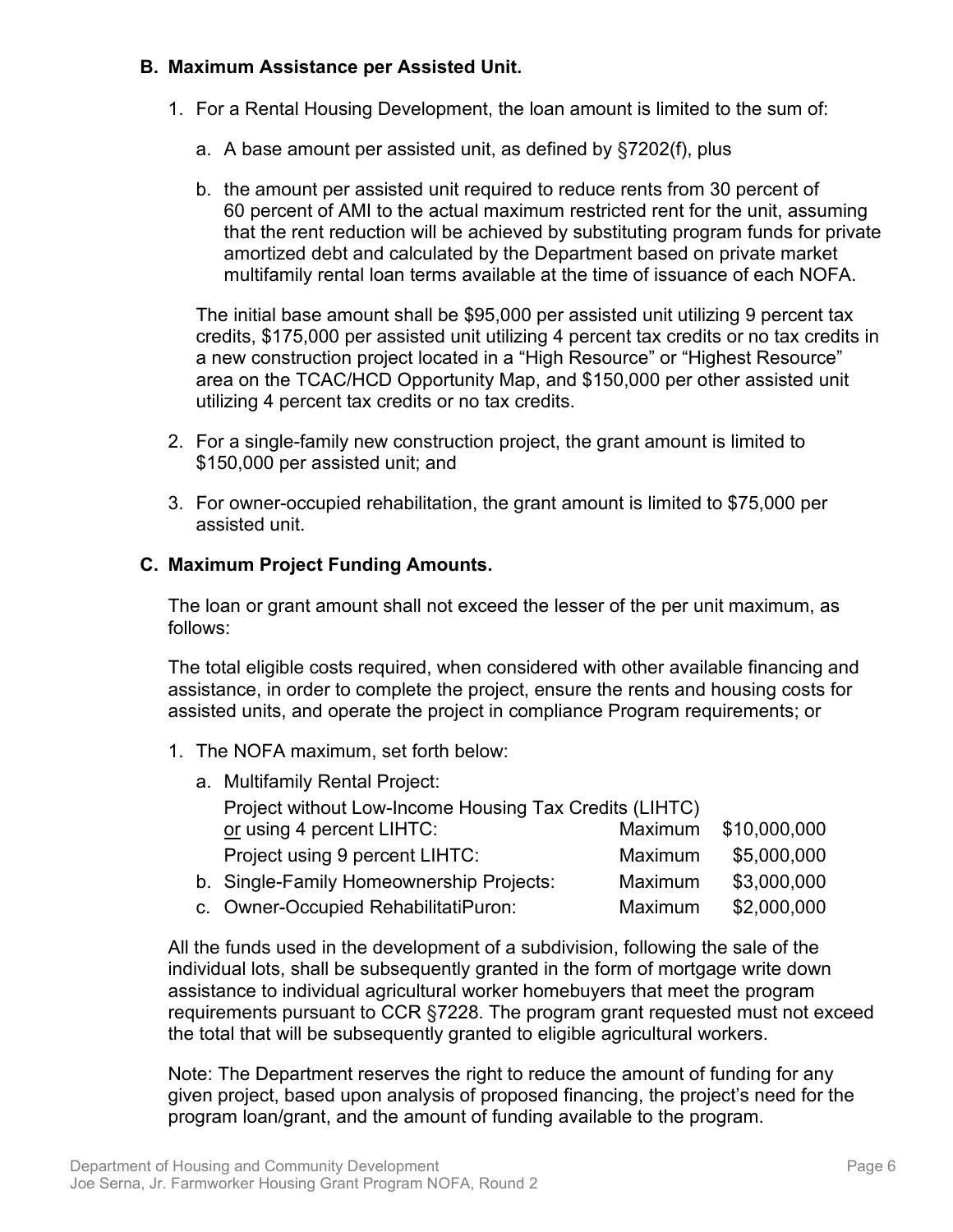### B. Maximum Assistance per Assisted Unit.

1. For a Rental Housing Development, the loan amount is limited to the sum of:

   a. A base amount per assisted unit, as defined by §7202(f), plus

   b. the amount per assisted unit required to reduce rents from 30 percent of 60 percent of AMI to the actual maximum restricted rent for the unit, assuming that the rent reduction will be achieved by substituting program funds for private amortized debt and calculated by the Department based on private market multifamily rental loan terms available at the time of issuance of each NOFA.

   The initial base amount shall be $95,000 per assisted unit utilizing 9 percent tax credits, $175,000 per assisted unit utilizing 4 percent tax credits or no tax credits in a new construction project located in a "High Resource" or "Highest Resource" area on the TCAC/HCD Opportunity Map, and $150,000 per other assisted unit utilizing 4 percent tax credits or no tax credits.

2. For a single-family new construction project, the grant amount is limited to $150,000 per assisted unit; and

3. For owner-occupied rehabilitation, the grant amount is limited to $75,000 per assisted unit.

### C. Maximum Project Funding Amounts.

The loan or grant amount shall not exceed the lesser of the per unit maximum, as follows:

The total eligible costs required, when considered with other available financing and assistance, in order to complete the project, ensure the rents and housing costs for assisted units, and operate the project in compliance Program requirements; or

1. The NOFA maximum, set forth below:

| | | |
|---|---|---|
| a. Multifamily Rental Project: | | |
| Project without Low-Income Housing Tax Credits (LIHTC) or using 4 percent LIHTC: | Maximum | $10,000,000 |
| Project using 9 percent LIHTC: | Maximum | $5,000,000 |
| b. Single-Family Homeownership Projects: | Maximum | $3,000,000 |
| c. Owner-Occupied RehabilitatiPuron: | Maximum | $2,000,000 |

All the funds used in the development of a subdivision, following the sale of the individual lots, shall be subsequently granted in the form of mortgage write down assistance to individual agricultural worker homebuyers that meet the program requirements pursuant to CCR §7228. The program grant requested must not exceed the total that will be subsequently granted to eligible agricultural workers.

Note: The Department reserves the right to reduce the amount of funding for any given project, based upon analysis of proposed financing, the project's need for the program loan/grant, and the amount of funding available to the program.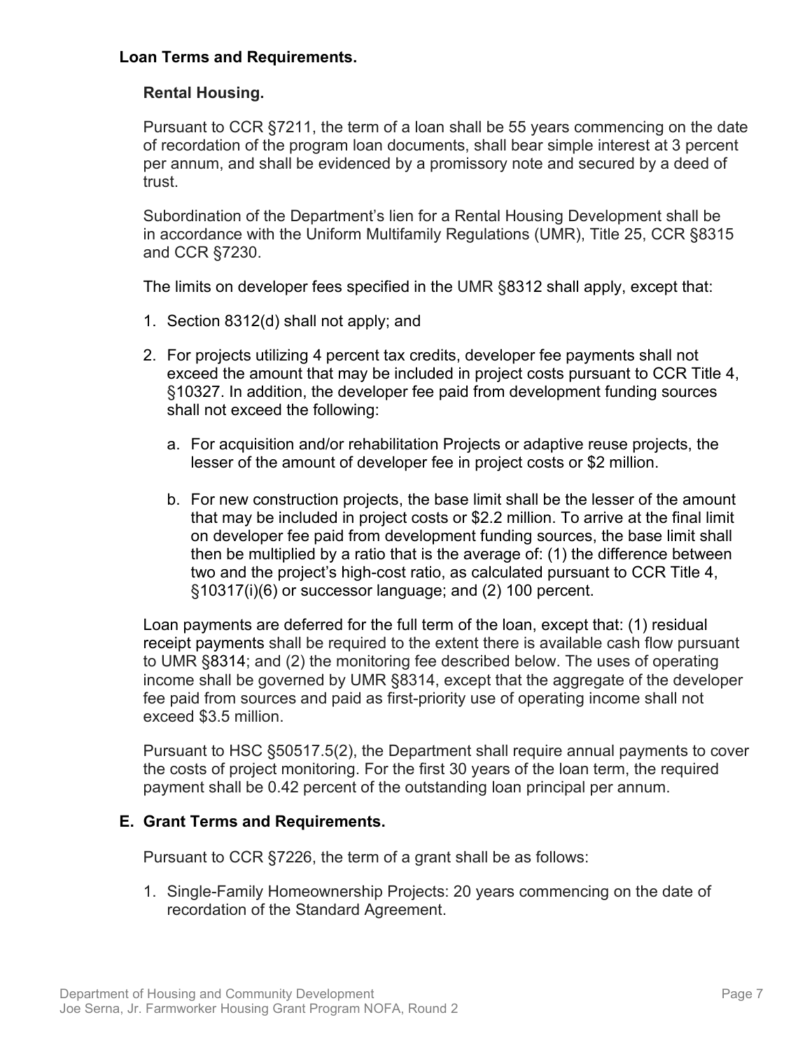### Loan Terms and Requirements.

#### Rental Housing.

Pursuant to CCR §7211, the term of a loan shall be 55 years commencing on the date of recordation of the program loan documents, shall bear simple interest at 3 percent per annum, and shall be evidenced by a promissory note and secured by a deed of trust.

Subordination of the Department's lien for a Rental Housing Development shall be in accordance with the Uniform Multifamily Regulations (UMR), Title 25, CCR §8315 and CCR §7230.

The limits on developer fees specified in the UMR §8312 shall apply, except that:

1. Section 8312(d) shall not apply; and
2. For projects utilizing 4 percent tax credits, developer fee payments shall not exceed the amount that may be included in project costs pursuant to CCR Title 4, §10327. In addition, the developer fee paid from development funding sources shall not exceed the following:
   a. For acquisition and/or rehabilitation Projects or adaptive reuse projects, the lesser of the amount of developer fee in project costs or $2 million.
   b. For new construction projects, the base limit shall be the lesser of the amount that may be included in project costs or $2.2 million. To arrive at the final limit on developer fee paid from development funding sources, the base limit shall then be multiplied by a ratio that is the average of: (1) the difference between two and the project's high-cost ratio, as calculated pursuant to CCR Title 4, §10317(i)(6) or successor language; and (2) 100 percent.

Loan payments are deferred for the full term of the loan, except that: (1) residual receipt payments shall be required to the extent there is available cash flow pursuant to UMR §8314; and (2) the monitoring fee described below. The uses of operating income shall be governed by UMR §8314, except that the aggregate of the developer fee paid from sources and paid as first-priority use of operating income shall not exceed $3.5 million.

Pursuant to HSC §50517.5(2), the Department shall require annual payments to cover the costs of project monitoring. For the first 30 years of the loan term, the required payment shall be 0.42 percent of the outstanding loan principal per annum.

### E. Grant Terms and Requirements.

Pursuant to CCR §7226, the term of a grant shall be as follows:

1. Single-Family Homeownership Projects: 20 years commencing on the date of recordation of the Standard Agreement.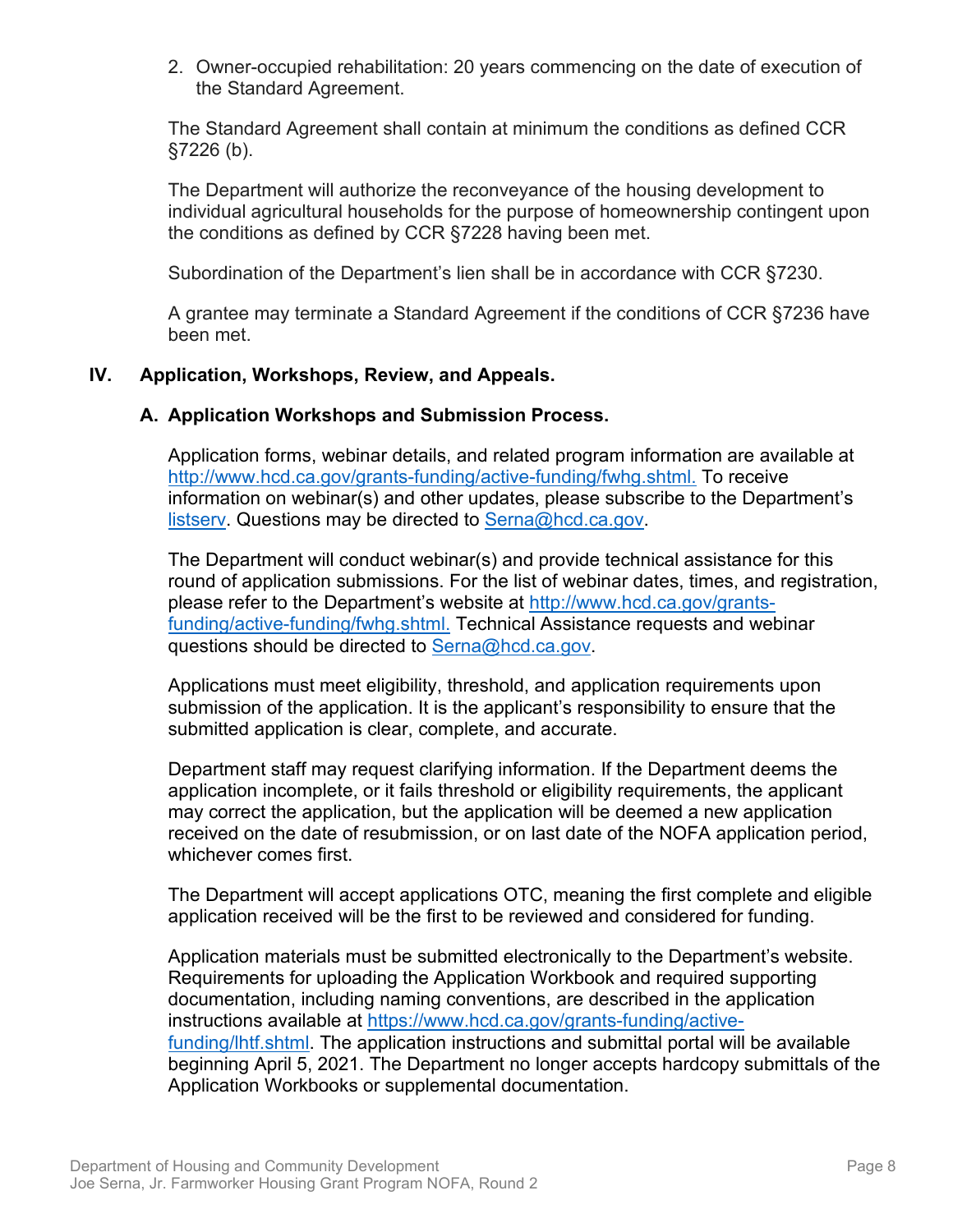2. Owner-occupied rehabilitation: 20 years commencing on the date of execution of the Standard Agreement.

The Standard Agreement shall contain at minimum the conditions as defined CCR §7226 (b).

The Department will authorize the reconveyance of the housing development to individual agricultural households for the purpose of homeownership contingent upon the conditions as defined by CCR §7228 having been met.

Subordination of the Department's lien shall be in accordance with CCR §7230.

A grantee may terminate a Standard Agreement if the conditions of CCR §7236 have been met.

## IV. Application, Workshops, Review, and Appeals.

### A. Application Workshops and Submission Process.

Application forms, webinar details, and related program information are available at [http://www.hcd.ca.gov/grants-funding/active-funding/fwhg.shtml.](http://www.hcd.ca.gov/grants-funding/active-funding/fwhg.shtml) To receive information on webinar(s) and other updates, please subscribe to the Department's listserv. Questions may be directed to Serna@hcd.ca.gov.

The Department will conduct webinar(s) and provide technical assistance for this round of application submissions. For the list of webinar dates, times, and registration, please refer to the Department's website at [http://www.hcd.ca.gov/grants-funding/active-funding/fwhg.shtml.](http://www.hcd.ca.gov/grants-funding/active-funding/fwhg.shtml) Technical Assistance requests and webinar questions should be directed to Serna@hcd.ca.gov.

Applications must meet eligibility, threshold, and application requirements upon submission of the application. It is the applicant's responsibility to ensure that the submitted application is clear, complete, and accurate.

Department staff may request clarifying information. If the Department deems the application incomplete, or it fails threshold or eligibility requirements, the applicant may correct the application, but the application will be deemed a new application received on the date of resubmission, or on last date of the NOFA application period, whichever comes first.

The Department will accept applications OTC, meaning the first complete and eligible application received will be the first to be reviewed and considered for funding.

Application materials must be submitted electronically to the Department's website. Requirements for uploading the Application Workbook and required supporting documentation, including naming conventions, are described in the application instructions available at [https://www.hcd.ca.gov/grants-funding/active-funding/lhtf.shtml](https://www.hcd.ca.gov/grants-funding/active-funding/lhtf.shtml). The application instructions and submittal portal will be available beginning April 5, 2021. The Department no longer accepts hardcopy submittals of the Application Workbooks or supplemental documentation.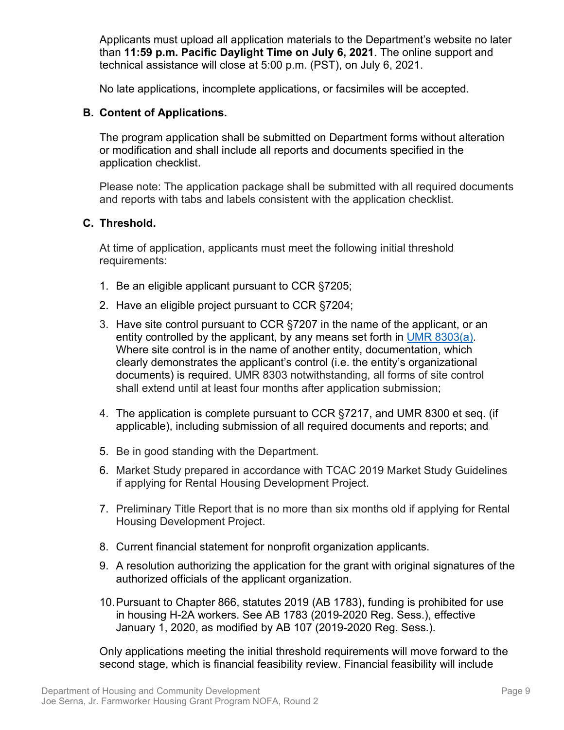Applicants must upload all application materials to the Department's website no later than **11:59 p.m. Pacific Daylight Time on July 6, 2021**. The online support and technical assistance will close at 5:00 p.m. (PST), on July 6, 2021.

No late applications, incomplete applications, or facsimiles will be accepted.

### B. Content of Applications.

The program application shall be submitted on Department forms without alteration or modification and shall include all reports and documents specified in the application checklist.

Please note: The application package shall be submitted with all required documents and reports with tabs and labels consistent with the application checklist.

### C. Threshold.

At time of application, applicants must meet the following initial threshold requirements:

1. Be an eligible applicant pursuant to CCR §7205;
2. Have an eligible project pursuant to CCR §7204;
3. Have site control pursuant to CCR §7207 in the name of the applicant, or an entity controlled by the applicant, by any means set forth in UMR 8303(a). Where site control is in the name of another entity, documentation, which clearly demonstrates the applicant's control (i.e. the entity's organizational documents) is required. UMR 8303 notwithstanding, all forms of site control shall extend until at least four months after application submission;
4. The application is complete pursuant to CCR §7217, and UMR 8300 et seq. (if applicable), including submission of all required documents and reports; and
5. Be in good standing with the Department.
6. Market Study prepared in accordance with TCAC 2019 Market Study Guidelines if applying for Rental Housing Development Project.
7. Preliminary Title Report that is no more than six months old if applying for Rental Housing Development Project.
8. Current financial statement for nonprofit organization applicants.
9. A resolution authorizing the application for the grant with original signatures of the authorized officials of the applicant organization.
10. Pursuant to Chapter 866, statutes 2019 (AB 1783), funding is prohibited for use in housing H-2A workers. See AB 1783 (2019-2020 Reg. Sess.), effective January 1, 2020, as modified by AB 107 (2019-2020 Reg. Sess.).

Only applications meeting the initial threshold requirements will move forward to the second stage, which is financial feasibility review. Financial feasibility will include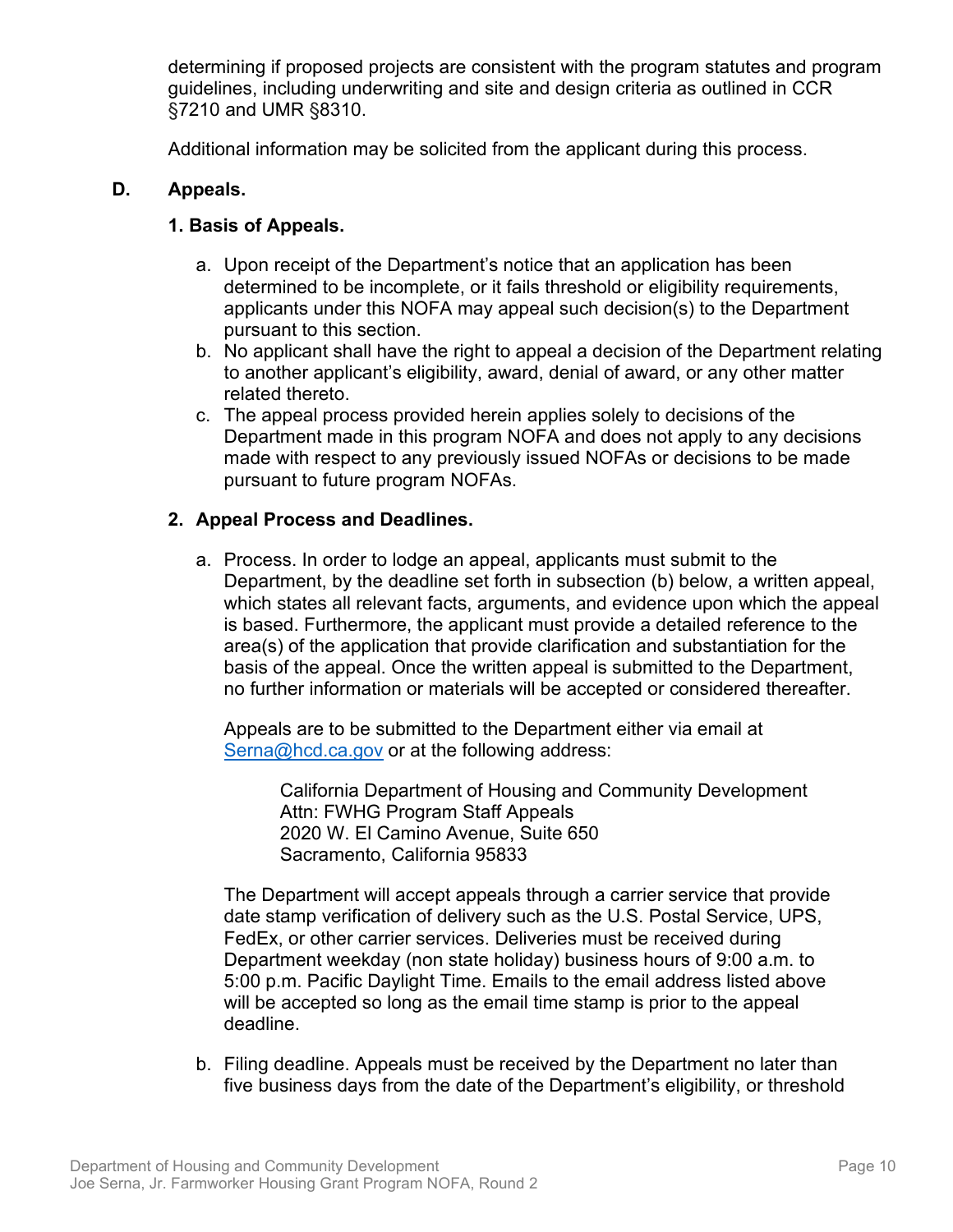determining if proposed projects are consistent with the program statutes and program guidelines, including underwriting and site and design criteria as outlined in CCR §7210 and UMR §8310.

Additional information may be solicited from the applicant during this process.

### D. Appeals.

#### 1. Basis of Appeals.

a. Upon receipt of the Department's notice that an application has been determined to be incomplete, or it fails threshold or eligibility requirements, applicants under this NOFA may appeal such decision(s) to the Department pursuant to this section.
b. No applicant shall have the right to appeal a decision of the Department relating to another applicant's eligibility, award, denial of award, or any other matter related thereto.
c. The appeal process provided herein applies solely to decisions of the Department made in this program NOFA and does not apply to any decisions made with respect to any previously issued NOFAs or decisions to be made pursuant to future program NOFAs.

#### 2. Appeal Process and Deadlines.

a. Process. In order to lodge an appeal, applicants must submit to the Department, by the deadline set forth in subsection (b) below, a written appeal, which states all relevant facts, arguments, and evidence upon which the appeal is based. Furthermore, the applicant must provide a detailed reference to the area(s) of the application that provide clarification and substantiation for the basis of the appeal. Once the written appeal is submitted to the Department, no further information or materials will be accepted or considered thereafter.

   Appeals are to be submitted to the Department either via email at [Serna@hcd.ca.gov](mailto:Serna@hcd.ca.gov) or at the following address:

   California Department of Housing and Community Development
   Attn: FWHG Program Staff Appeals
   2020 W. El Camino Avenue, Suite 650
   Sacramento, California 95833

   The Department will accept appeals through a carrier service that provide date stamp verification of delivery such as the U.S. Postal Service, UPS, FedEx, or other carrier services. Deliveries must be received during Department weekday (non state holiday) business hours of 9:00 a.m. to 5:00 p.m. Pacific Daylight Time. Emails to the email address listed above will be accepted so long as the email time stamp is prior to the appeal deadline.

b. Filing deadline. Appeals must be received by the Department no later than five business days from the date of the Department's eligibility, or threshold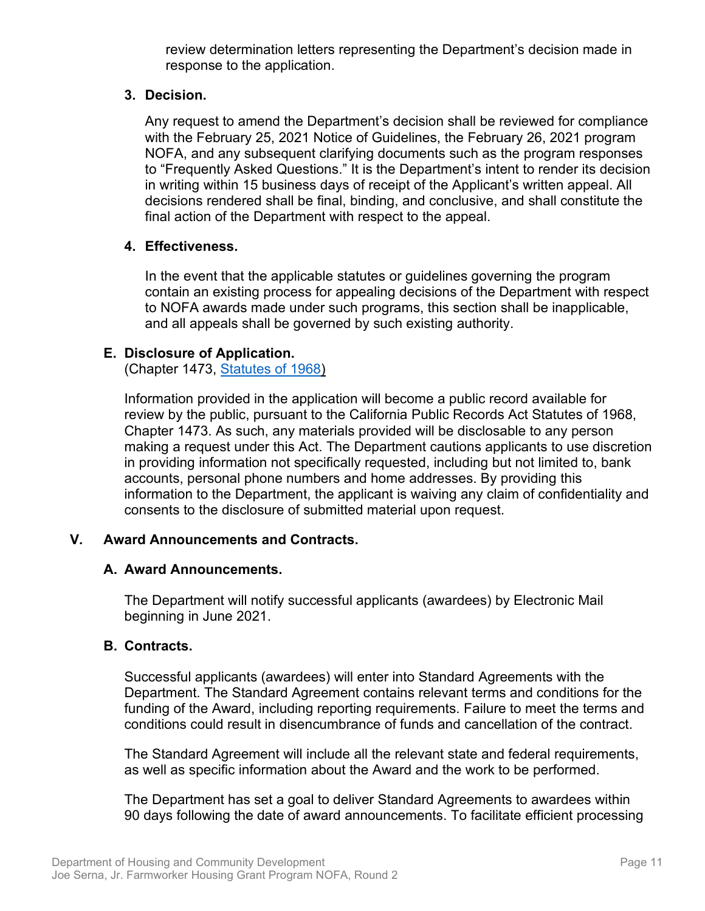review determination letters representing the Department's decision made in response to the application.

**3. Decision.**

Any request to amend the Department's decision shall be reviewed for compliance with the February 25, 2021 Notice of Guidelines, the February 26, 2021 program NOFA, and any subsequent clarifying documents such as the program responses to "Frequently Asked Questions." It is the Department's intent to render its decision in writing within 15 business days of receipt of the Applicant's written appeal. All decisions rendered shall be final, binding, and conclusive, and shall constitute the final action of the Department with respect to the appeal.

**4. Effectiveness.**

In the event that the applicable statutes or guidelines governing the program contain an existing process for appealing decisions of the Department with respect to NOFA awards made under such programs, this section shall be inapplicable, and all appeals shall be governed by such existing authority.

### E. Disclosure of Application.

(Chapter 1473, Statutes of 1968)

Information provided in the application will become a public record available for review by the public, pursuant to the California Public Records Act Statutes of 1968, Chapter 1473. As such, any materials provided will be disclosable to any person making a request under this Act. The Department cautions applicants to use discretion in providing information not specifically requested, including but not limited to, bank accounts, personal phone numbers and home addresses. By providing this information to the Department, the applicant is waiving any claim of confidentiality and consents to the disclosure of submitted material upon request.

## V. Award Announcements and Contracts.

### A. Award Announcements.

The Department will notify successful applicants (awardees) by Electronic Mail beginning in June 2021.

### B. Contracts.

Successful applicants (awardees) will enter into Standard Agreements with the Department. The Standard Agreement contains relevant terms and conditions for the funding of the Award, including reporting requirements. Failure to meet the terms and conditions could result in disencumbrance of funds and cancellation of the contract.

The Standard Agreement will include all the relevant state and federal requirements, as well as specific information about the Award and the work to be performed.

The Department has set a goal to deliver Standard Agreements to awardees within 90 days following the date of award announcements. To facilitate efficient processing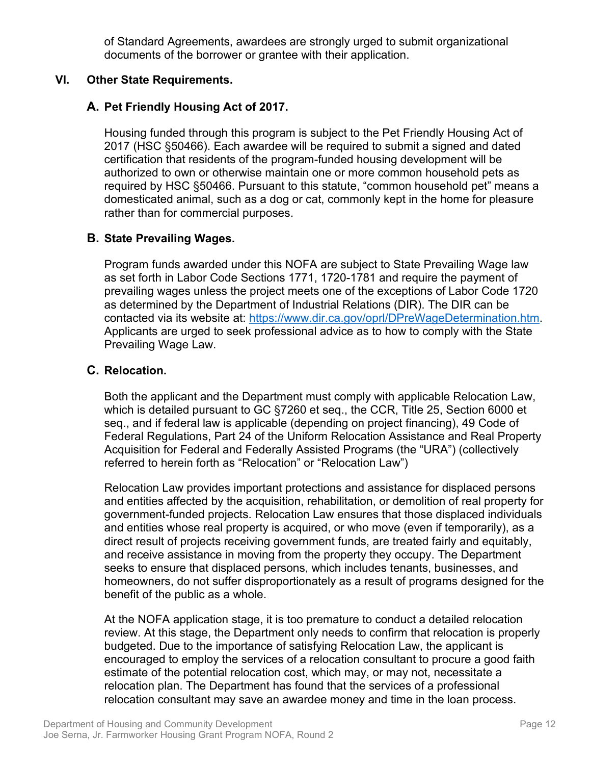of Standard Agreements, awardees are strongly urged to submit organizational documents of the borrower or grantee with their application.

## VI. Other State Requirements.

### A. Pet Friendly Housing Act of 2017.

Housing funded through this program is subject to the Pet Friendly Housing Act of 2017 (HSC §50466). Each awardee will be required to submit a signed and dated certification that residents of the program-funded housing development will be authorized to own or otherwise maintain one or more common household pets as required by HSC §50466. Pursuant to this statute, "common household pet" means a domesticated animal, such as a dog or cat, commonly kept in the home for pleasure rather than for commercial purposes.

### B. State Prevailing Wages.

Program funds awarded under this NOFA are subject to State Prevailing Wage law as set forth in Labor Code Sections 1771, 1720-1781 and require the payment of prevailing wages unless the project meets one of the exceptions of Labor Code 1720 as determined by the Department of Industrial Relations (DIR). The DIR can be contacted via its website at: [https://www.dir.ca.gov/oprl/DPreWageDetermination.htm](https://www.dir.ca.gov/oprl/DPreWageDetermination.htm). Applicants are urged to seek professional advice as to how to comply with the State Prevailing Wage Law.

### C. Relocation.

Both the applicant and the Department must comply with applicable Relocation Law, which is detailed pursuant to GC §7260 et seq., the CCR, Title 25, Section 6000 et seq., and if federal law is applicable (depending on project financing), 49 Code of Federal Regulations, Part 24 of the Uniform Relocation Assistance and Real Property Acquisition for Federal and Federally Assisted Programs (the "URA") (collectively referred to herein forth as "Relocation" or "Relocation Law")

Relocation Law provides important protections and assistance for displaced persons and entities affected by the acquisition, rehabilitation, or demolition of real property for government-funded projects. Relocation Law ensures that those displaced individuals and entities whose real property is acquired, or who move (even if temporarily), as a direct result of projects receiving government funds, are treated fairly and equitably, and receive assistance in moving from the property they occupy. The Department seeks to ensure that displaced persons, which includes tenants, businesses, and homeowners, do not suffer disproportionately as a result of programs designed for the benefit of the public as a whole.

At the NOFA application stage, it is too premature to conduct a detailed relocation review. At this stage, the Department only needs to confirm that relocation is properly budgeted. Due to the importance of satisfying Relocation Law, the applicant is encouraged to employ the services of a relocation consultant to procure a good faith estimate of the potential relocation cost, which may, or may not, necessitate a relocation plan. The Department has found that the services of a professional relocation consultant may save an awardee money and time in the loan process.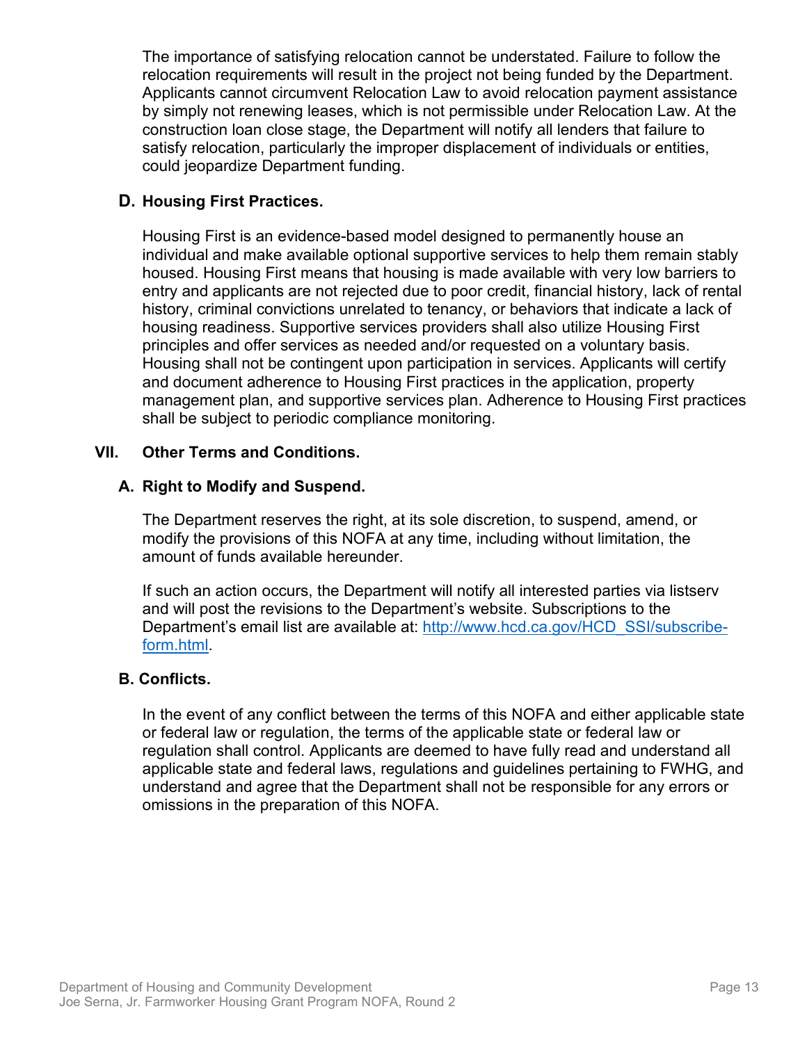The importance of satisfying relocation cannot be understated. Failure to follow the relocation requirements will result in the project not being funded by the Department. Applicants cannot circumvent Relocation Law to avoid relocation payment assistance by simply not renewing leases, which is not permissible under Relocation Law. At the construction loan close stage, the Department will notify all lenders that failure to satisfy relocation, particularly the improper displacement of individuals or entities, could jeopardize Department funding.

### D. Housing First Practices.

Housing First is an evidence-based model designed to permanently house an individual and make available optional supportive services to help them remain stably housed. Housing First means that housing is made available with very low barriers to entry and applicants are not rejected due to poor credit, financial history, lack of rental history, criminal convictions unrelated to tenancy, or behaviors that indicate a lack of housing readiness. Supportive services providers shall also utilize Housing First principles and offer services as needed and/or requested on a voluntary basis. Housing shall not be contingent upon participation in services. Applicants will certify and document adherence to Housing First practices in the application, property management plan, and supportive services plan. Adherence to Housing First practices shall be subject to periodic compliance monitoring.

## VII. Other Terms and Conditions.

### A. Right to Modify and Suspend.

The Department reserves the right, at its sole discretion, to suspend, amend, or modify the provisions of this NOFA at any time, including without limitation, the amount of funds available hereunder.

If such an action occurs, the Department will notify all interested parties via listserv and will post the revisions to the Department's website. Subscriptions to the Department's email list are available at: [http://www.hcd.ca.gov/HCD_SSI/subscribe-form.html](http://www.hcd.ca.gov/HCD_SSI/subscribe-form.html).

### B. Conflicts.

In the event of any conflict between the terms of this NOFA and either applicable state or federal law or regulation, the terms of the applicable state or federal law or regulation shall control. Applicants are deemed to have fully read and understand all applicable state and federal laws, regulations and guidelines pertaining to FWHG, and understand and agree that the Department shall not be responsible for any errors or omissions in the preparation of this NOFA.